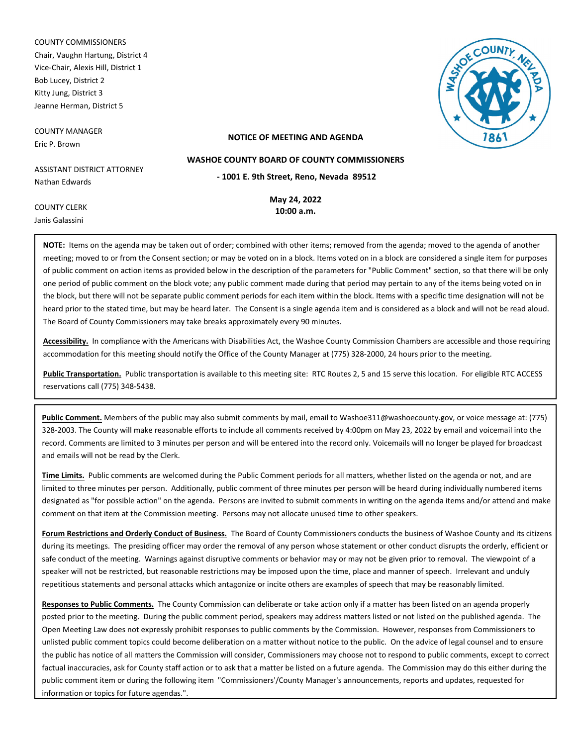COUNTY COMMISSIONERS
Chair, Vaughn Hartung, District 4
Vice-Chair, Alexis Hill, District 1
Bob Lucey, District 2
Kitty Jung, District 3
Jeanne Herman, District 5

COUNTY MANAGER
Eric P. Brown

ASSISTANT DISTRICT ATTORNEY
Nathan Edwards

COUNTY CLERK
Janis Galassini

**NOTICE OF MEETING AND AGENDA**

**WASHOE COUNTY BOARD OF COUNTY COMMISSIONERS**

**- 1001 E. 9th Street, Reno, Nevada 89512**

**May 24, 2022**
**10:00 a.m.**

**NOTE:** Items on the agenda may be taken out of order; combined with other items; removed from the agenda; moved to the agenda of another meeting; moved to or from the Consent section; or may be voted on in a block. Items voted on in a block are considered a single item for purposes of public comment on action items as provided below in the description of the parameters for "Public Comment" section, so that there will be only one period of public comment on the block vote; any public comment made during that period may pertain to any of the items being voted on in the block, but there will not be separate public comment periods for each item within the block. Items with a specific time designation will not be heard prior to the stated time, but may be heard later. The Consent is a single agenda item and is considered as a block and will not be read aloud. The Board of County Commissioners may take breaks approximately every 90 minutes.

**Accessibility.** In compliance with the Americans with Disabilities Act, the Washoe County Commission Chambers are accessible and those requiring accommodation for this meeting should notify the Office of the County Manager at (775) 328-2000, 24 hours prior to the meeting.

**Public Transportation.** Public transportation is available to this meeting site: RTC Routes 2, 5 and 15 serve this location. For eligible RTC ACCESS reservations call (775) 348-5438.

**Public Comment.** Members of the public may also submit comments by mail, email to Washoe311@washoecounty.gov, or voice message at: (775) 328-2003. The County will make reasonable efforts to include all comments received by 4:00pm on May 23, 2022 by email and voicemail into the record. Comments are limited to 3 minutes per person and will be entered into the record only. Voicemails will no longer be played for broadcast and emails will not be read by the Clerk.

**Time Limits.** Public comments are welcomed during the Public Comment periods for all matters, whether listed on the agenda or not, and are limited to three minutes per person. Additionally, public comment of three minutes per person will be heard during individually numbered items designated as "for possible action" on the agenda. Persons are invited to submit comments in writing on the agenda items and/or attend and make comment on that item at the Commission meeting. Persons may not allocate unused time to other speakers.

**Forum Restrictions and Orderly Conduct of Business.** The Board of County Commissioners conducts the business of Washoe County and its citizens during its meetings. The presiding officer may order the removal of any person whose statement or other conduct disrupts the orderly, efficient or safe conduct of the meeting. Warnings against disruptive comments or behavior may or may not be given prior to removal. The viewpoint of a speaker will not be restricted, but reasonable restrictions may be imposed upon the time, place and manner of speech. Irrelevant and unduly repetitious statements and personal attacks which antagonize or incite others are examples of speech that may be reasonably limited.

**Responses to Public Comments.** The County Commission can deliberate or take action only if a matter has been listed on an agenda properly posted prior to the meeting. During the public comment period, speakers may address matters listed or not listed on the published agenda. The Open Meeting Law does not expressly prohibit responses to public comments by the Commission. However, responses from Commissioners to unlisted public comment topics could become deliberation on a matter without notice to the public. On the advice of legal counsel and to ensure the public has notice of all matters the Commission will consider, Commissioners may choose not to respond to public comments, except to correct factual inaccuracies, ask for County staff action or to ask that a matter be listed on a future agenda. The Commission may do this either during the public comment item or during the following item "Commissioners'/County Manager's announcements, reports and updates, requested for information or topics for future agendas.".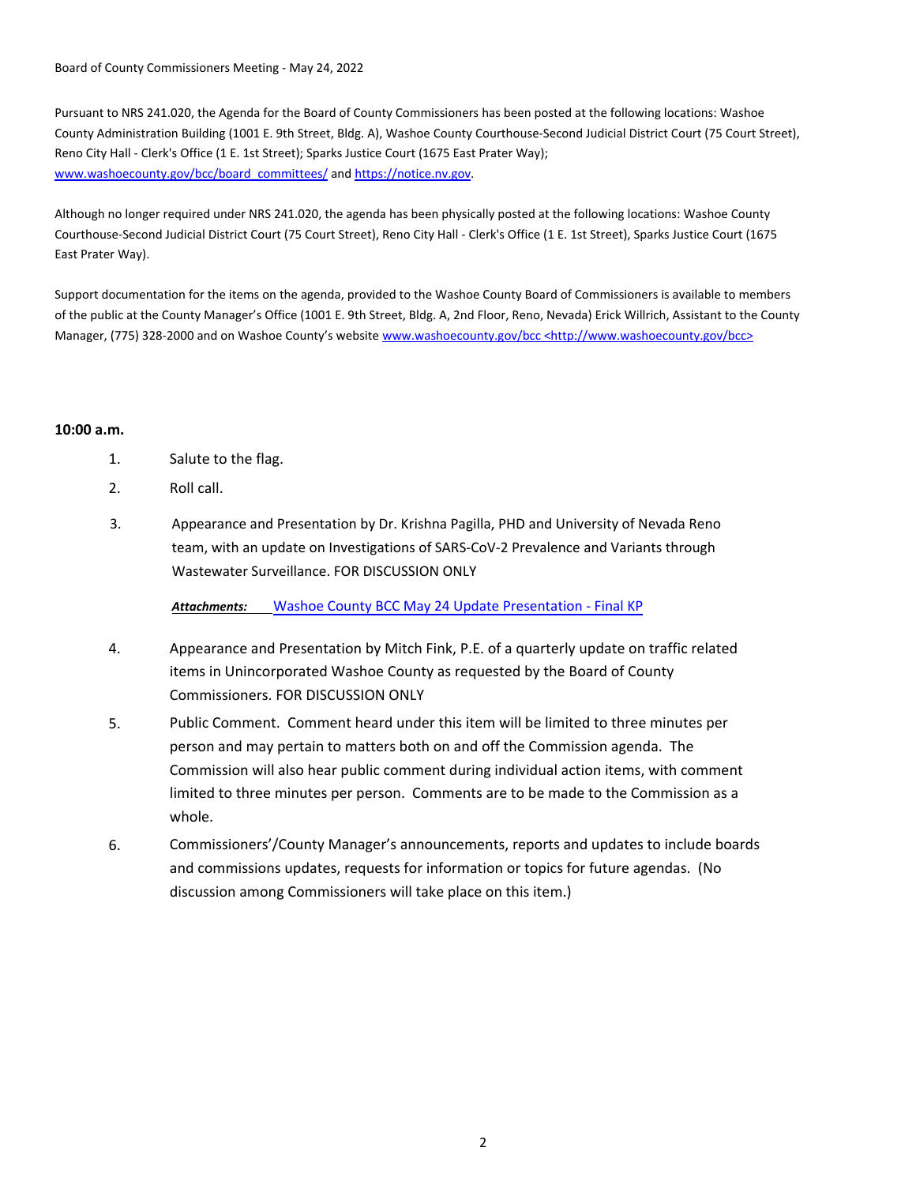Board of County Commissioners Meeting - May 24, 2022

Pursuant to NRS 241.020, the Agenda for the Board of County Commissioners has been posted at the following locations: Washoe County Administration Building (1001 E. 9th Street, Bldg. A), Washoe County Courthouse-Second Judicial District Court (75 Court Street), Reno City Hall - Clerk's Office (1 E. 1st Street); Sparks Justice Court (1675 East Prater Way); www.washoecounty.gov/bcc/board_committees/ and https://notice.nv.gov.

Although no longer required under NRS 241.020, the agenda has been physically posted at the following locations: Washoe County Courthouse-Second Judicial District Court (75 Court Street), Reno City Hall - Clerk's Office (1 E. 1st Street), Sparks Justice Court (1675 East Prater Way).

Support documentation for the items on the agenda, provided to the Washoe County Board of Commissioners is available to members of the public at the County Manager's Office (1001 E. 9th Street, Bldg. A, 2nd Floor, Reno, Nevada) Erick Willrich, Assistant to the County Manager, (775) 328-2000 and on Washoe County's website www.washoecounty.gov/bcc <http://www.washoecounty.gov/bcc>

**10:00 a.m.**

1. Salute to the flag.

2. Roll call.

3. Appearance and Presentation by Dr. Krishna Pagilla, PHD and University of Nevada Reno team, with an update on Investigations of SARS-CoV-2 Prevalence and Variants through Wastewater Surveillance. FOR DISCUSSION ONLY

   ***Attachments:*** Washoe County BCC May 24 Update Presentation - Final KP

4. Appearance and Presentation by Mitch Fink, P.E. of a quarterly update on traffic related items in Unincorporated Washoe County as requested by the Board of County Commissioners. FOR DISCUSSION ONLY

5. Public Comment. Comment heard under this item will be limited to three minutes per person and may pertain to matters both on and off the Commission agenda. The Commission will also hear public comment during individual action items, with comment limited to three minutes per person. Comments are to be made to the Commission as a whole.

6. Commissioners'/County Manager's announcements, reports and updates to include boards and commissions updates, requests for information or topics for future agendas. (No discussion among Commissioners will take place on this item.)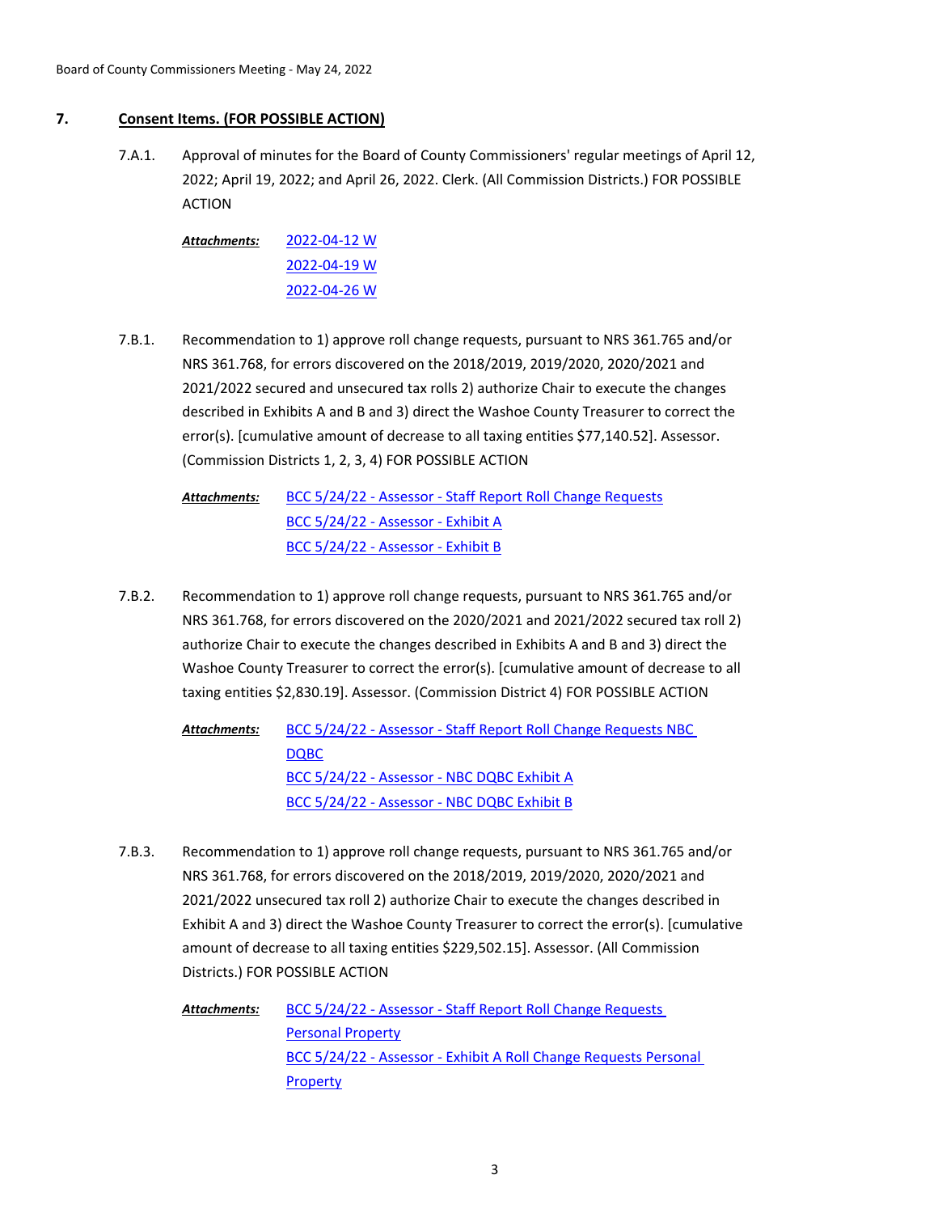## 7. Consent Items. (FOR POSSIBLE ACTION)

7.A.1. Approval of minutes for the Board of County Commissioners' regular meetings of April 12, 2022; April 19, 2022; and April 26, 2022. Clerk. (All Commission Districts.) FOR POSSIBLE ACTION

***Attachments:*** 2022-04-12 W
2022-04-19 W
2022-04-26 W

7.B.1. Recommendation to 1) approve roll change requests, pursuant to NRS 361.765 and/or NRS 361.768, for errors discovered on the 2018/2019, 2019/2020, 2020/2021 and 2021/2022 secured and unsecured tax rolls 2) authorize Chair to execute the changes described in Exhibits A and B and 3) direct the Washoe County Treasurer to correct the error(s). [cumulative amount of decrease to all taxing entities $77,140.52]. Assessor. (Commission Districts 1, 2, 3, 4) FOR POSSIBLE ACTION

***Attachments:*** BCC 5/24/22 - Assessor - Staff Report Roll Change Requests
BCC 5/24/22 - Assessor - Exhibit A
BCC 5/24/22 - Assessor - Exhibit B

7.B.2. Recommendation to 1) approve roll change requests, pursuant to NRS 361.765 and/or NRS 361.768, for errors discovered on the 2020/2021 and 2021/2022 secured tax roll 2) authorize Chair to execute the changes described in Exhibits A and B and 3) direct the Washoe County Treasurer to correct the error(s). [cumulative amount of decrease to all taxing entities $2,830.19]. Assessor. (Commission District 4) FOR POSSIBLE ACTION

***Attachments:*** BCC 5/24/22 - Assessor - Staff Report Roll Change Requests NBC DQBC
BCC 5/24/22 - Assessor - NBC DQBC Exhibit A
BCC 5/24/22 - Assessor - NBC DQBC Exhibit B

7.B.3. Recommendation to 1) approve roll change requests, pursuant to NRS 361.765 and/or NRS 361.768, for errors discovered on the 2018/2019, 2019/2020, 2020/2021 and 2021/2022 unsecured tax roll 2) authorize Chair to execute the changes described in Exhibit A and 3) direct the Washoe County Treasurer to correct the error(s). [cumulative amount of decrease to all taxing entities $229,502.15]. Assessor. (All Commission Districts.) FOR POSSIBLE ACTION

***Attachments:*** BCC 5/24/22 - Assessor - Staff Report Roll Change Requests Personal Property
BCC 5/24/22 - Assessor - Exhibit A Roll Change Requests Personal Property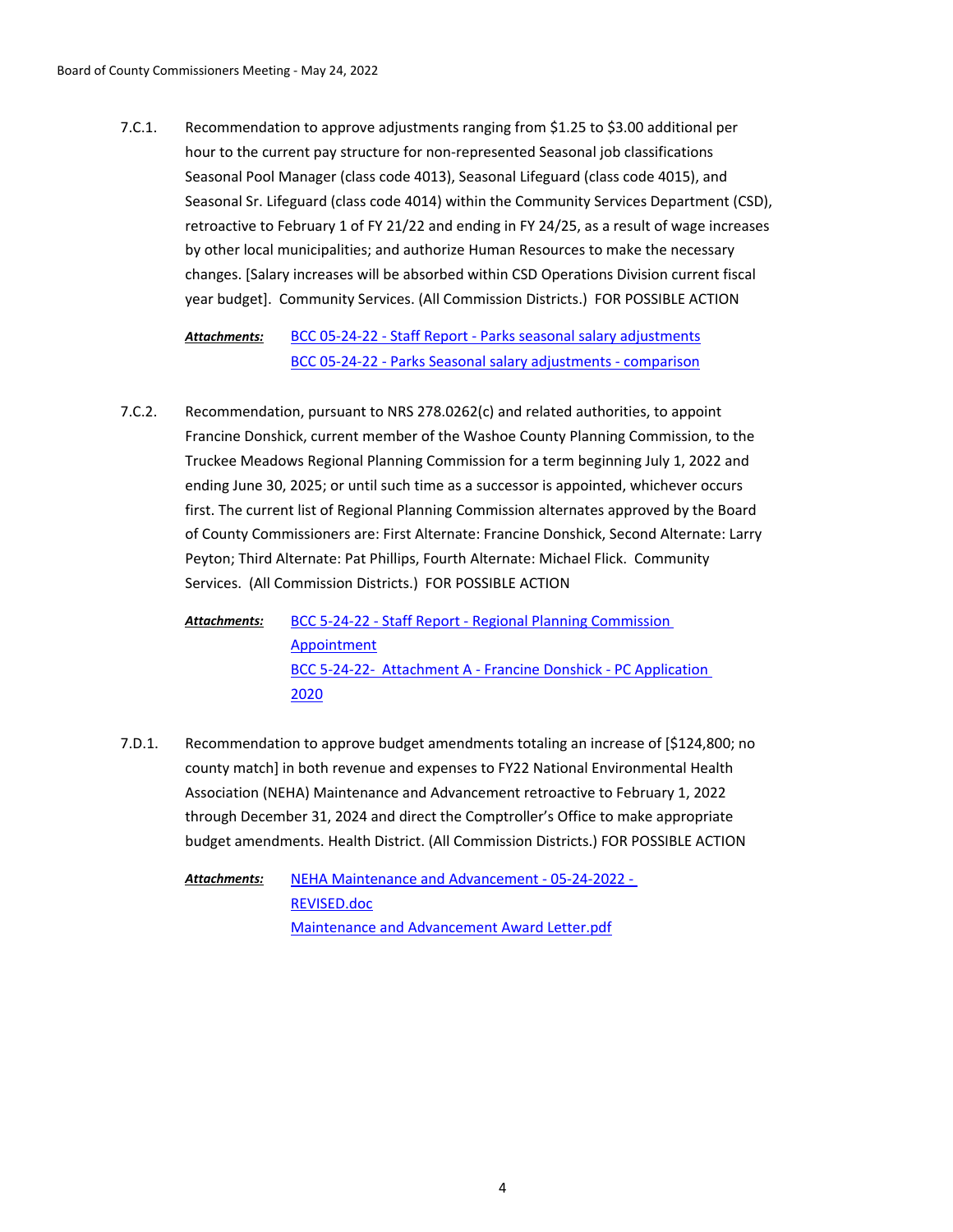7.C.1. Recommendation to approve adjustments ranging from $1.25 to $3.00 additional per hour to the current pay structure for non-represented Seasonal job classifications Seasonal Pool Manager (class code 4013), Seasonal Lifeguard (class code 4015), and Seasonal Sr. Lifeguard (class code 4014) within the Community Services Department (CSD), retroactive to February 1 of FY 21/22 and ending in FY 24/25, as a result of wage increases by other local municipalities; and authorize Human Resources to make the necessary changes. [Salary increases will be absorbed within CSD Operations Division current fiscal year budget]. Community Services. (All Commission Districts.) FOR POSSIBLE ACTION

***Attachments:*** BCC 05-24-22 - Staff Report - Parks seasonal salary adjustments
BCC 05-24-22 - Parks Seasonal salary adjustments - comparison

7.C.2. Recommendation, pursuant to NRS 278.0262(c) and related authorities, to appoint Francine Donshick, current member of the Washoe County Planning Commission, to the Truckee Meadows Regional Planning Commission for a term beginning July 1, 2022 and ending June 30, 2025; or until such time as a successor is appointed, whichever occurs first. The current list of Regional Planning Commission alternates approved by the Board of County Commissioners are: First Alternate: Francine Donshick, Second Alternate: Larry Peyton; Third Alternate: Pat Phillips, Fourth Alternate: Michael Flick. Community Services. (All Commission Districts.) FOR POSSIBLE ACTION

***Attachments:*** BCC 5-24-22 - Staff Report - Regional Planning Commission Appointment
BCC 5-24-22- Attachment A - Francine Donshick - PC Application 2020

7.D.1. Recommendation to approve budget amendments totaling an increase of [$124,800; no county match] in both revenue and expenses to FY22 National Environmental Health Association (NEHA) Maintenance and Advancement retroactive to February 1, 2022 through December 31, 2024 and direct the Comptroller's Office to make appropriate budget amendments. Health District. (All Commission Districts.) FOR POSSIBLE ACTION

***Attachments:*** NEHA Maintenance and Advancement - 05-24-2022 - REVISED.doc
Maintenance and Advancement Award Letter.pdf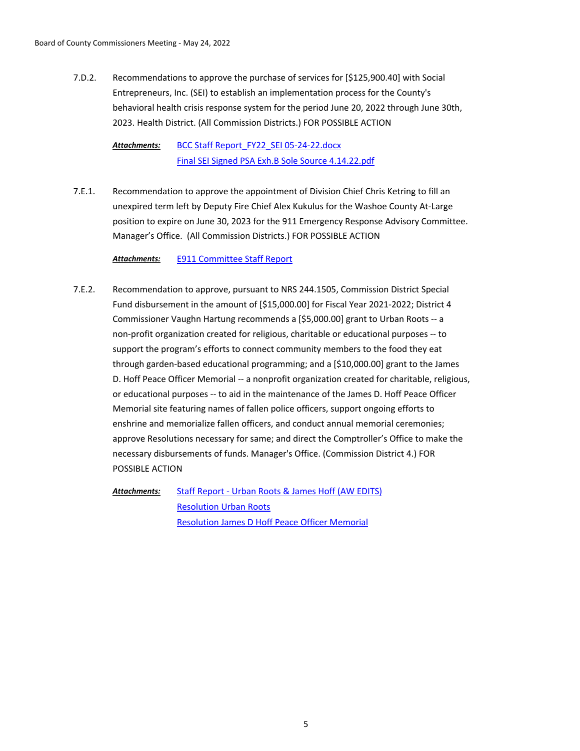7.D.2. Recommendations to approve the purchase of services for [$125,900.40] with Social Entrepreneurs, Inc. (SEI) to establish an implementation process for the County's behavioral health crisis response system for the period June 20, 2022 through June 30th, 2023. Health District. (All Commission Districts.) FOR POSSIBLE ACTION

***Attachments:*** BCC Staff Report_FY22_SEI 05-24-22.docx
Final SEI Signed PSA Exh.B Sole Source 4.14.22.pdf

7.E.1. Recommendation to approve the appointment of Division Chief Chris Ketring to fill an unexpired term left by Deputy Fire Chief Alex Kukulus for the Washoe County At-Large position to expire on June 30, 2023 for the 911 Emergency Response Advisory Committee. Manager's Office. (All Commission Districts.) FOR POSSIBLE ACTION

***Attachments:*** E911 Committee Staff Report

7.E.2. Recommendation to approve, pursuant to NRS 244.1505, Commission District Special Fund disbursement in the amount of [$15,000.00] for Fiscal Year 2021-2022; District 4 Commissioner Vaughn Hartung recommends a [$5,000.00] grant to Urban Roots -- a non-profit organization created for religious, charitable or educational purposes -- to support the program's efforts to connect community members to the food they eat through garden-based educational programming; and a [$10,000.00] grant to the James D. Hoff Peace Officer Memorial -- a nonprofit organization created for charitable, religious, or educational purposes -- to aid in the maintenance of the James D. Hoff Peace Officer Memorial site featuring names of fallen police officers, support ongoing efforts to enshrine and memorialize fallen officers, and conduct annual memorial ceremonies; approve Resolutions necessary for same; and direct the Comptroller's Office to make the necessary disbursements of funds. Manager's Office. (Commission District 4.) FOR POSSIBLE ACTION

***Attachments:*** Staff Report - Urban Roots & James Hoff (AW EDITS)
Resolution Urban Roots
Resolution James D Hoff Peace Officer Memorial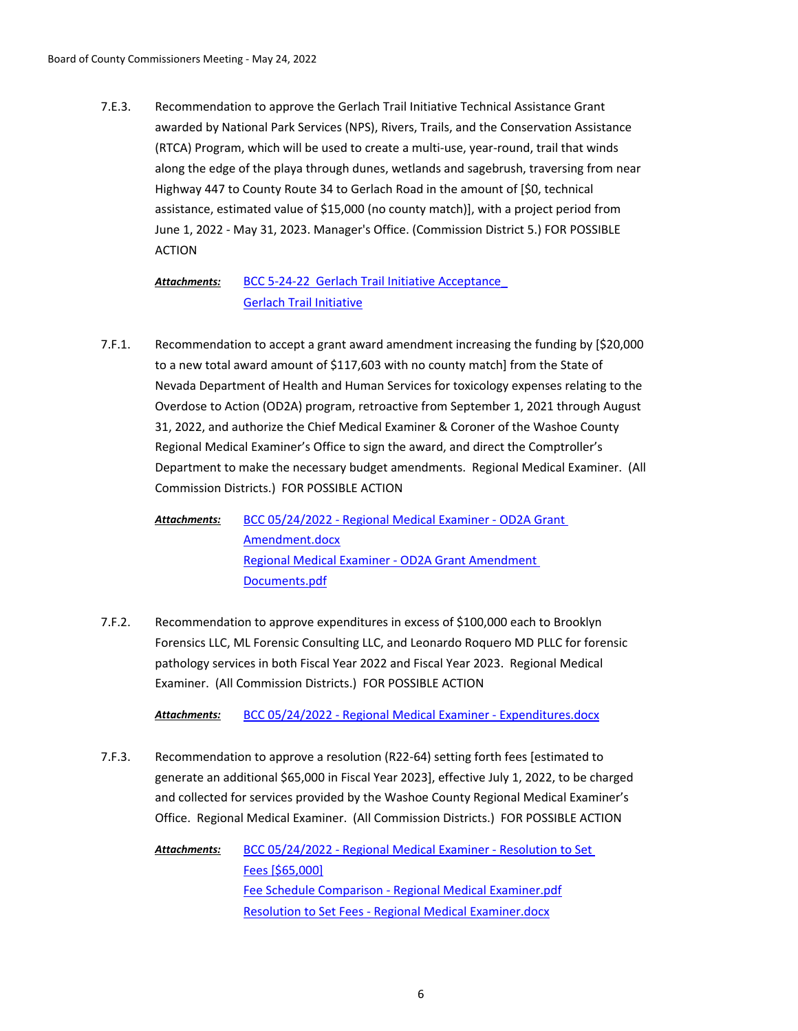7.E.3. Recommendation to approve the Gerlach Trail Initiative Technical Assistance Grant awarded by National Park Services (NPS), Rivers, Trails, and the Conservation Assistance (RTCA) Program, which will be used to create a multi-use, year-round, trail that winds along the edge of the playa through dunes, wetlands and sagebrush, traversing from near Highway 447 to County Route 34 to Gerlach Road in the amount of [$0, technical assistance, estimated value of $15,000 (no county match)], with a project period from June 1, 2022 - May 31, 2023. Manager's Office. (Commission District 5.) FOR POSSIBLE ACTION

***Attachments:*** BCC 5-24-22 Gerlach Trail Initiative Acceptance
Gerlach Trail Initiative

7.F.1. Recommendation to accept a grant award amendment increasing the funding by [$20,000 to a new total award amount of $117,603 with no county match] from the State of Nevada Department of Health and Human Services for toxicology expenses relating to the Overdose to Action (OD2A) program, retroactive from September 1, 2021 through August 31, 2022, and authorize the Chief Medical Examiner & Coroner of the Washoe County Regional Medical Examiner's Office to sign the award, and direct the Comptroller's Department to make the necessary budget amendments. Regional Medical Examiner. (All Commission Districts.) FOR POSSIBLE ACTION

***Attachments:*** BCC 05/24/2022 - Regional Medical Examiner - OD2A Grant Amendment.docx
Regional Medical Examiner - OD2A Grant Amendment Documents.pdf

7.F.2. Recommendation to approve expenditures in excess of $100,000 each to Brooklyn Forensics LLC, ML Forensic Consulting LLC, and Leonardo Roquero MD PLLC for forensic pathology services in both Fiscal Year 2022 and Fiscal Year 2023. Regional Medical Examiner. (All Commission Districts.) FOR POSSIBLE ACTION

***Attachments:*** BCC 05/24/2022 - Regional Medical Examiner - Expenditures.docx

7.F.3. Recommendation to approve a resolution (R22-64) setting forth fees [estimated to generate an additional $65,000 in Fiscal Year 2023], effective July 1, 2022, to be charged and collected for services provided by the Washoe County Regional Medical Examiner's Office. Regional Medical Examiner. (All Commission Districts.) FOR POSSIBLE ACTION

***Attachments:*** BCC 05/24/2022 - Regional Medical Examiner - Resolution to Set Fees [$65,000]
Fee Schedule Comparison - Regional Medical Examiner.pdf
Resolution to Set Fees - Regional Medical Examiner.docx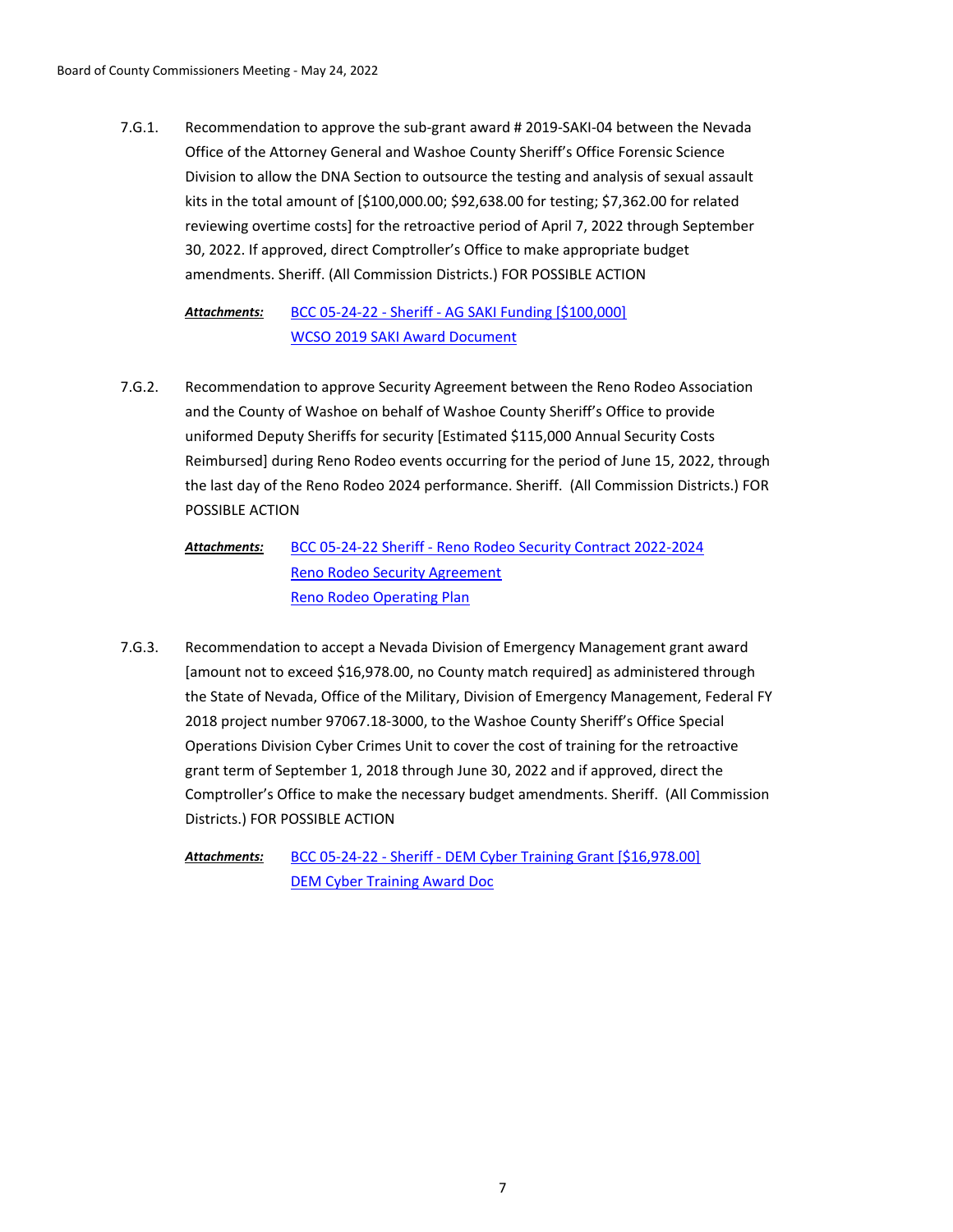7.G.1. Recommendation to approve the sub-grant award # 2019-SAKI-04 between the Nevada Office of the Attorney General and Washoe County Sheriff's Office Forensic Science Division to allow the DNA Section to outsource the testing and analysis of sexual assault kits in the total amount of [$100,000.00; $92,638.00 for testing; $7,362.00 for related reviewing overtime costs] for the retroactive period of April 7, 2022 through September 30, 2022. If approved, direct Comptroller's Office to make appropriate budget amendments. Sheriff. (All Commission Districts.) FOR POSSIBLE ACTION

***Attachments:*** BCC 05-24-22 - Sheriff - AG SAKI Funding [$100,000]
WCSO 2019 SAKI Award Document

7.G.2. Recommendation to approve Security Agreement between the Reno Rodeo Association and the County of Washoe on behalf of Washoe County Sheriff's Office to provide uniformed Deputy Sheriffs for security [Estimated $115,000 Annual Security Costs Reimbursed] during Reno Rodeo events occurring for the period of June 15, 2022, through the last day of the Reno Rodeo 2024 performance. Sheriff. (All Commission Districts.) FOR POSSIBLE ACTION

***Attachments:*** BCC 05-24-22 Sheriff - Reno Rodeo Security Contract 2022-2024
Reno Rodeo Security Agreement
Reno Rodeo Operating Plan

7.G.3. Recommendation to accept a Nevada Division of Emergency Management grant award [amount not to exceed $16,978.00, no County match required] as administered through the State of Nevada, Office of the Military, Division of Emergency Management, Federal FY 2018 project number 97067.18-3000, to the Washoe County Sheriff's Office Special Operations Division Cyber Crimes Unit to cover the cost of training for the retroactive grant term of September 1, 2018 through June 30, 2022 and if approved, direct the Comptroller's Office to make the necessary budget amendments. Sheriff. (All Commission Districts.) FOR POSSIBLE ACTION

***Attachments:*** BCC 05-24-22 - Sheriff - DEM Cyber Training Grant [$16,978.00]
DEM Cyber Training Award Doc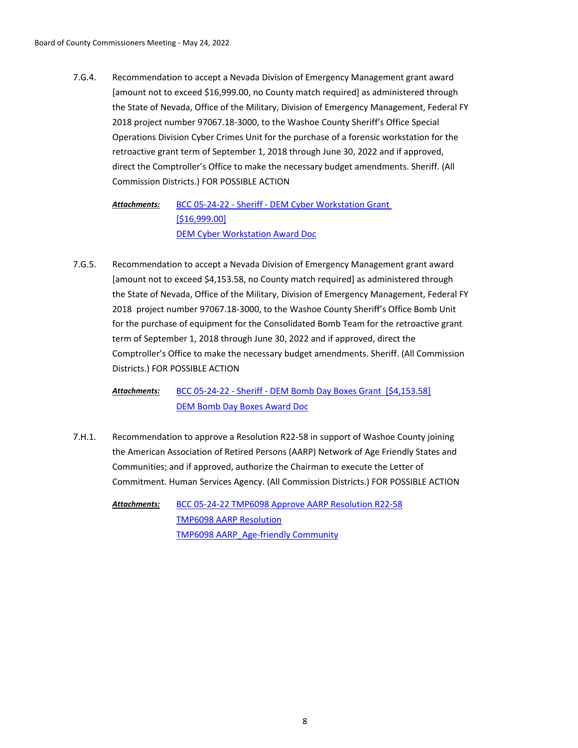7.G.4. Recommendation to accept a Nevada Division of Emergency Management grant award [amount not to exceed $16,999.00, no County match required] as administered through the State of Nevada, Office of the Military, Division of Emergency Management, Federal FY 2018 project number 97067.18-3000, to the Washoe County Sheriff's Office Special Operations Division Cyber Crimes Unit for the purchase of a forensic workstation for the retroactive grant term of September 1, 2018 through June 30, 2022 and if approved, direct the Comptroller's Office to make the necessary budget amendments. Sheriff. (All Commission Districts.) FOR POSSIBLE ACTION

***Attachments:*** BCC 05-24-22 - Sheriff - DEM Cyber Workstation Grant [$16,999.00]
DEM Cyber Workstation Award Doc

7.G.5. Recommendation to accept a Nevada Division of Emergency Management grant award [amount not to exceed $4,153.58, no County match required] as administered through the State of Nevada, Office of the Military, Division of Emergency Management, Federal FY 2018 project number 97067.18-3000, to the Washoe County Sheriff's Office Bomb Unit for the purchase of equipment for the Consolidated Bomb Team for the retroactive grant term of September 1, 2018 through June 30, 2022 and if approved, direct the Comptroller's Office to make the necessary budget amendments. Sheriff. (All Commission Districts.) FOR POSSIBLE ACTION

***Attachments:*** BCC 05-24-22 - Sheriff - DEM Bomb Day Boxes Grant [$4,153.58]
DEM Bomb Day Boxes Award Doc

7.H.1. Recommendation to approve a Resolution R22-58 in support of Washoe County joining the American Association of Retired Persons (AARP) Network of Age Friendly States and Communities; and if approved, authorize the Chairman to execute the Letter of Commitment. Human Services Agency. (All Commission Districts.) FOR POSSIBLE ACTION

***Attachments:*** BCC 05-24-22 TMP6098 Approve AARP Resolution R22-58
TMP6098 AARP Resolution
TMP6098 AARP_Age-friendly Community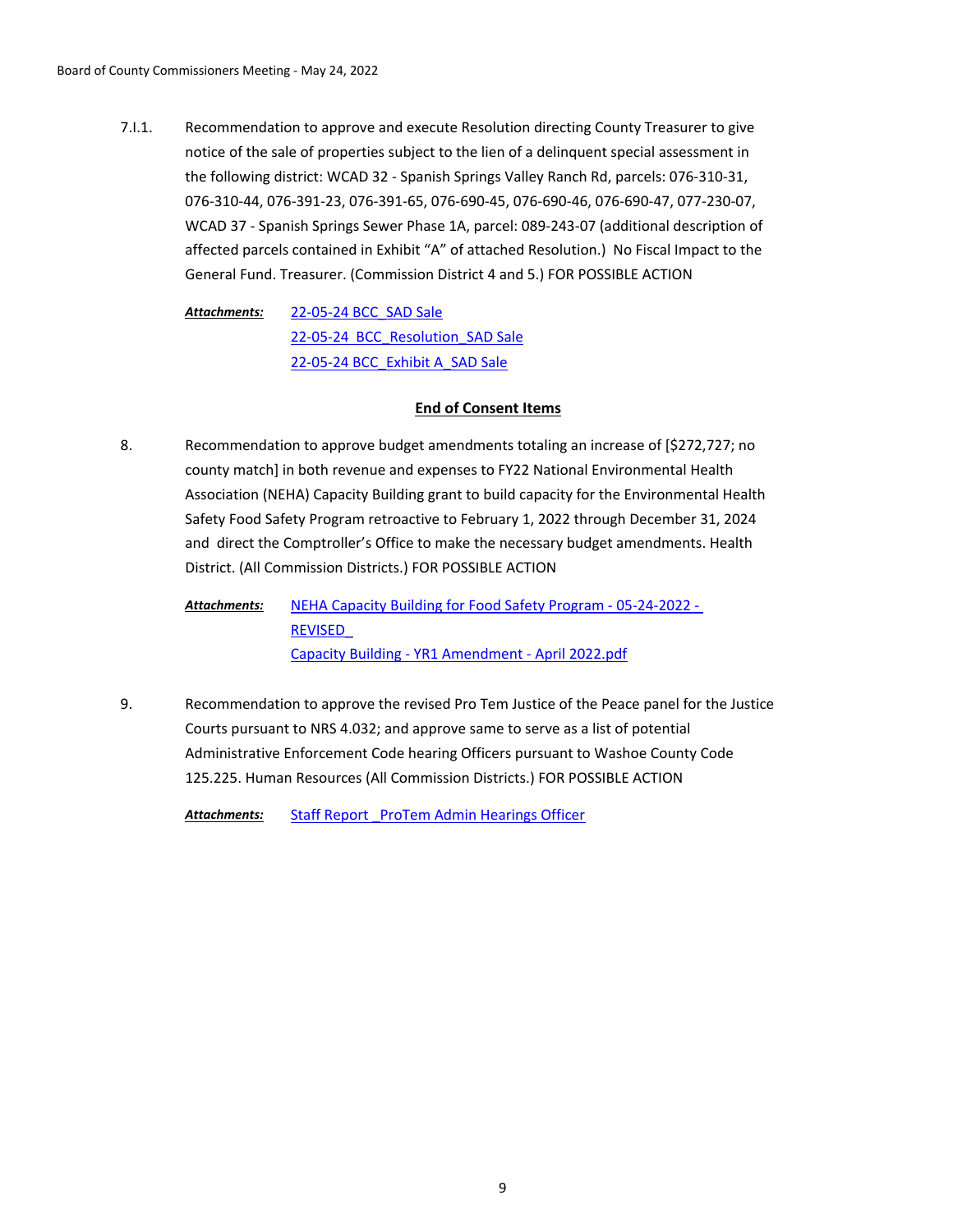7.I.1. Recommendation to approve and execute Resolution directing County Treasurer to give notice of the sale of properties subject to the lien of a delinquent special assessment in the following district: WCAD 32 - Spanish Springs Valley Ranch Rd, parcels: 076-310-31, 076-310-44, 076-391-23, 076-391-65, 076-690-45, 076-690-46, 076-690-47, 077-230-07, WCAD 37 - Spanish Springs Sewer Phase 1A, parcel: 089-243-07 (additional description of affected parcels contained in Exhibit "A" of attached Resolution.) No Fiscal Impact to the General Fund. Treasurer. (Commission District 4 and 5.) FOR POSSIBLE ACTION

***Attachments:*** 22-05-24 BCC_SAD Sale
22-05-24 BCC_Resolution_SAD Sale
22-05-24 BCC_Exhibit A_SAD Sale

**End of Consent Items**

8. Recommendation to approve budget amendments totaling an increase of [$272,727; no county match] in both revenue and expenses to FY22 National Environmental Health Association (NEHA) Capacity Building grant to build capacity for the Environmental Health Safety Food Safety Program retroactive to February 1, 2022 through December 31, 2024 and direct the Comptroller's Office to make the necessary budget amendments. Health District. (All Commission Districts.) FOR POSSIBLE ACTION

***Attachments:*** NEHA Capacity Building for Food Safety Program - 05-24-2022 - REVISED_
Capacity Building - YR1 Amendment - April 2022.pdf

9. Recommendation to approve the revised Pro Tem Justice of the Peace panel for the Justice Courts pursuant to NRS 4.032; and approve same to serve as a list of potential Administrative Enforcement Code hearing Officers pursuant to Washoe County Code 125.225. Human Resources (All Commission Districts.) FOR POSSIBLE ACTION

***Attachments:*** Staff Report _ProTem Admin Hearings Officer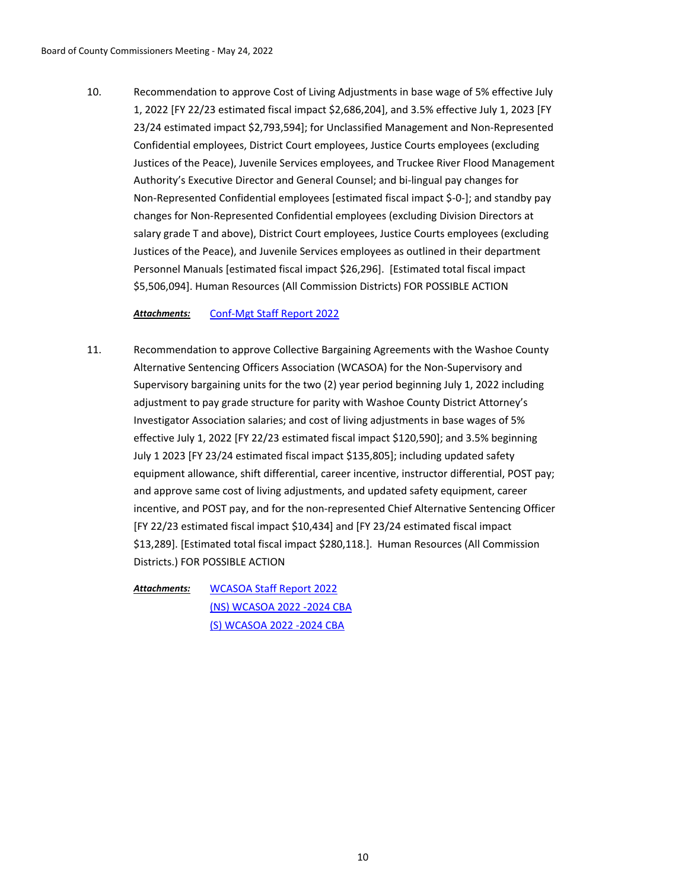10. Recommendation to approve Cost of Living Adjustments in base wage of 5% effective July 1, 2022 [FY 22/23 estimated fiscal impact $2,686,204], and 3.5% effective July 1, 2023 [FY 23/24 estimated impact $2,793,594]; for Unclassified Management and Non-Represented Confidential employees, District Court employees, Justice Courts employees (excluding Justices of the Peace), Juvenile Services employees, and Truckee River Flood Management Authority's Executive Director and General Counsel; and bi-lingual pay changes for Non-Represented Confidential employees [estimated fiscal impact $-0-]; and standby pay changes for Non-Represented Confidential employees (excluding Division Directors at salary grade T and above), District Court employees, Justice Courts employees (excluding Justices of the Peace), and Juvenile Services employees as outlined in their department Personnel Manuals [estimated fiscal impact $26,296]. [Estimated total fiscal impact $5,506,094]. Human Resources (All Commission Districts) FOR POSSIBLE ACTION

***Attachments:*** Conf-Mgt Staff Report 2022

11. Recommendation to approve Collective Bargaining Agreements with the Washoe County Alternative Sentencing Officers Association (WCASOA) for the Non-Supervisory and Supervisory bargaining units for the two (2) year period beginning July 1, 2022 including adjustment to pay grade structure for parity with Washoe County District Attorney's Investigator Association salaries; and cost of living adjustments in base wages of 5% effective July 1, 2022 [FY 22/23 estimated fiscal impact $120,590]; and 3.5% beginning July 1 2023 [FY 23/24 estimated fiscal impact $135,805]; including updated safety equipment allowance, shift differential, career incentive, instructor differential, POST pay; and approve same cost of living adjustments, and updated safety equipment, career incentive, and POST pay, and for the non-represented Chief Alternative Sentencing Officer [FY 22/23 estimated fiscal impact $10,434] and [FY 23/24 estimated fiscal impact $13,289]. [Estimated total fiscal impact $280,118.]. Human Resources (All Commission Districts.) FOR POSSIBLE ACTION

***Attachments:*** WCASOA Staff Report 2022
(NS) WCASOA 2022 -2024 CBA
(S) WCASOA 2022 -2024 CBA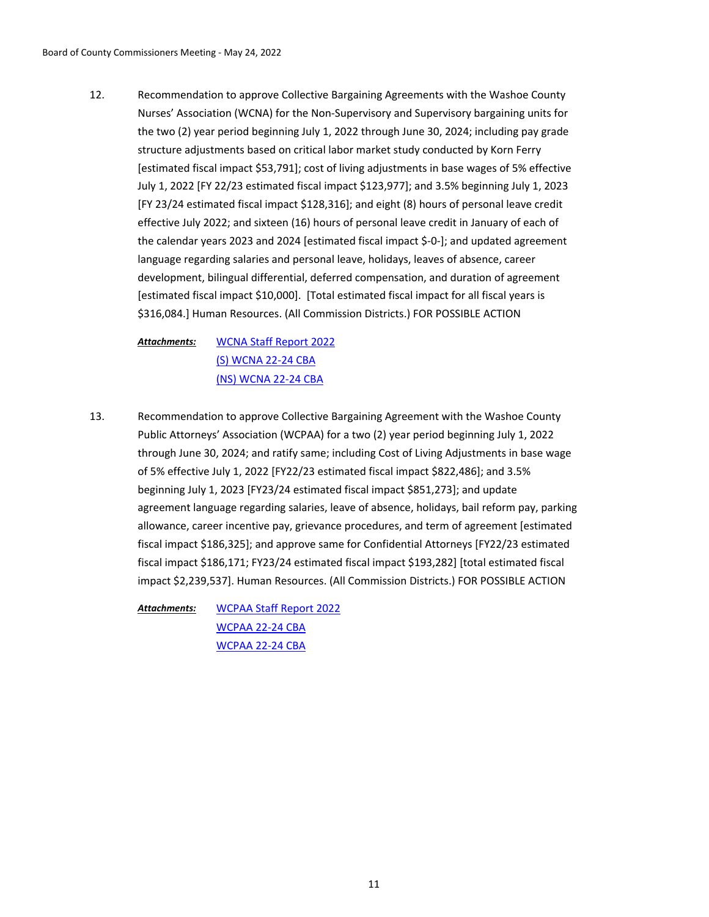12. Recommendation to approve Collective Bargaining Agreements with the Washoe County Nurses' Association (WCNA) for the Non-Supervisory and Supervisory bargaining units for the two (2) year period beginning July 1, 2022 through June 30, 2024; including pay grade structure adjustments based on critical labor market study conducted by Korn Ferry [estimated fiscal impact $53,791]; cost of living adjustments in base wages of 5% effective July 1, 2022 [FY 22/23 estimated fiscal impact $123,977]; and 3.5% beginning July 1, 2023 [FY 23/24 estimated fiscal impact $128,316]; and eight (8) hours of personal leave credit effective July 2022; and sixteen (16) hours of personal leave credit in January of each of the calendar years 2023 and 2024 [estimated fiscal impact $-0-]; and updated agreement language regarding salaries and personal leave, holidays, leaves of absence, career development, bilingual differential, deferred compensation, and duration of agreement [estimated fiscal impact $10,000]. [Total estimated fiscal impact for all fiscal years is $316,084.] Human Resources. (All Commission Districts.) FOR POSSIBLE ACTION

    ***Attachments:*** WCNA Staff Report 2022
    (S) WCNA 22-24 CBA
    (NS) WCNA 22-24 CBA

13. Recommendation to approve Collective Bargaining Agreement with the Washoe County Public Attorneys' Association (WCPAA) for a two (2) year period beginning July 1, 2022 through June 30, 2024; and ratify same; including Cost of Living Adjustments in base wage of 5% effective July 1, 2022 [FY22/23 estimated fiscal impact $822,486]; and 3.5% beginning July 1, 2023 [FY23/24 estimated fiscal impact $851,273]; and update agreement language regarding salaries, leave of absence, holidays, bail reform pay, parking allowance, career incentive pay, grievance procedures, and term of agreement [estimated fiscal impact $186,325]; and approve same for Confidential Attorneys [FY22/23 estimated fiscal impact $186,171; FY23/24 estimated fiscal impact $193,282] [total estimated fiscal impact $2,239,537]. Human Resources. (All Commission Districts.) FOR POSSIBLE ACTION

    ***Attachments:*** WCPAA Staff Report 2022
    WCPAA 22-24 CBA
    WCPAA 22-24 CBA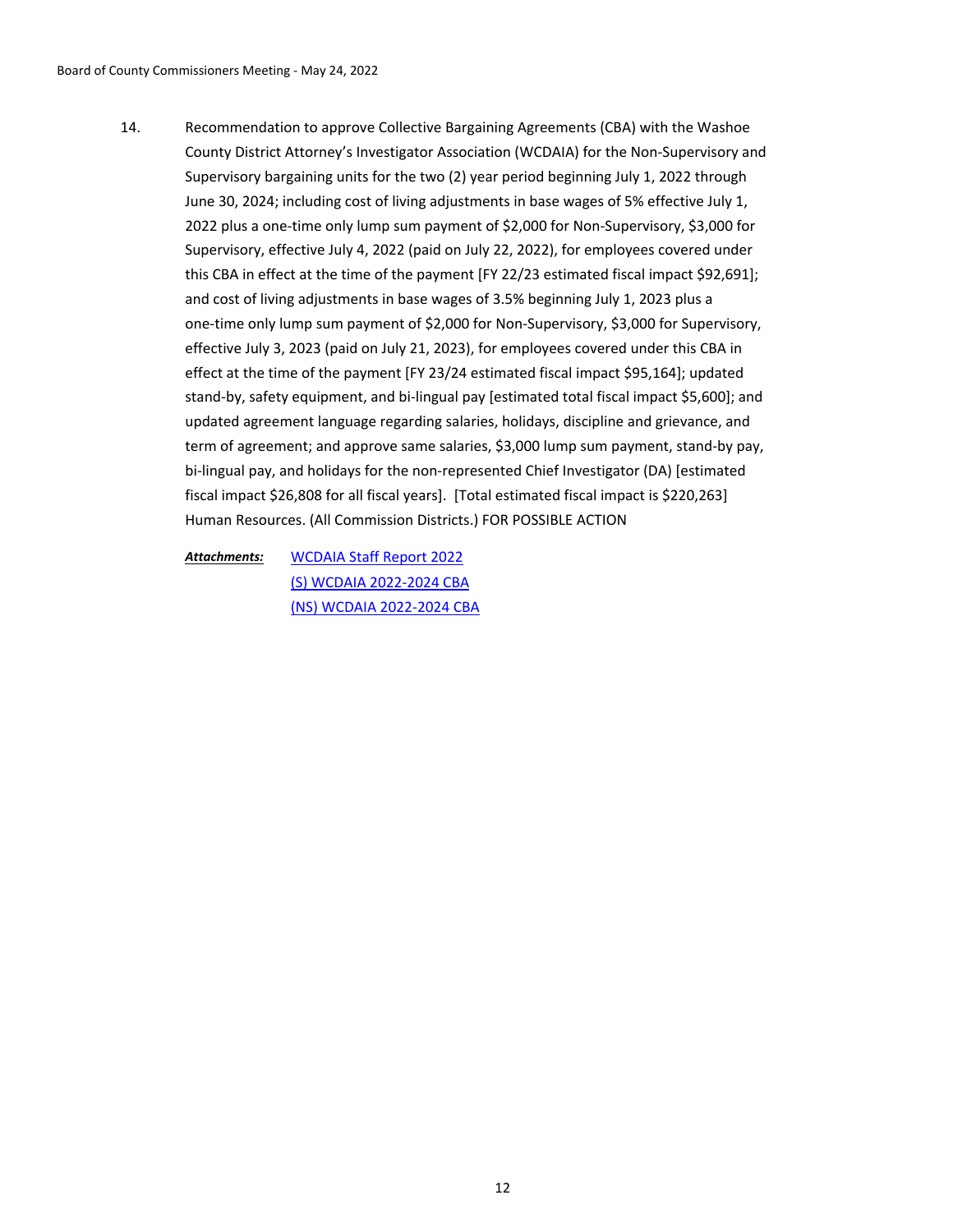14. Recommendation to approve Collective Bargaining Agreements (CBA) with the Washoe County District Attorney's Investigator Association (WCDAIA) for the Non-Supervisory and Supervisory bargaining units for the two (2) year period beginning July 1, 2022 through June 30, 2024; including cost of living adjustments in base wages of 5% effective July 1, 2022 plus a one-time only lump sum payment of $2,000 for Non-Supervisory, $3,000 for Supervisory, effective July 4, 2022 (paid on July 22, 2022), for employees covered under this CBA in effect at the time of the payment [FY 22/23 estimated fiscal impact $92,691]; and cost of living adjustments in base wages of 3.5% beginning July 1, 2023 plus a one-time only lump sum payment of $2,000 for Non-Supervisory, $3,000 for Supervisory, effective July 3, 2023 (paid on July 21, 2023), for employees covered under this CBA in effect at the time of the payment [FY 23/24 estimated fiscal impact $95,164]; updated stand-by, safety equipment, and bi-lingual pay [estimated total fiscal impact $5,600]; and updated agreement language regarding salaries, holidays, discipline and grievance, and term of agreement; and approve same salaries, $3,000 lump sum payment, stand-by pay, bi-lingual pay, and holidays for the non-represented Chief Investigator (DA) [estimated fiscal impact $26,808 for all fiscal years]. [Total estimated fiscal impact is $220,263] Human Resources. (All Commission Districts.) FOR POSSIBLE ACTION

***Attachments:***
- WCDAIA Staff Report 2022
- (S) WCDAIA 2022-2024 CBA
- (NS) WCDAIA 2022-2024 CBA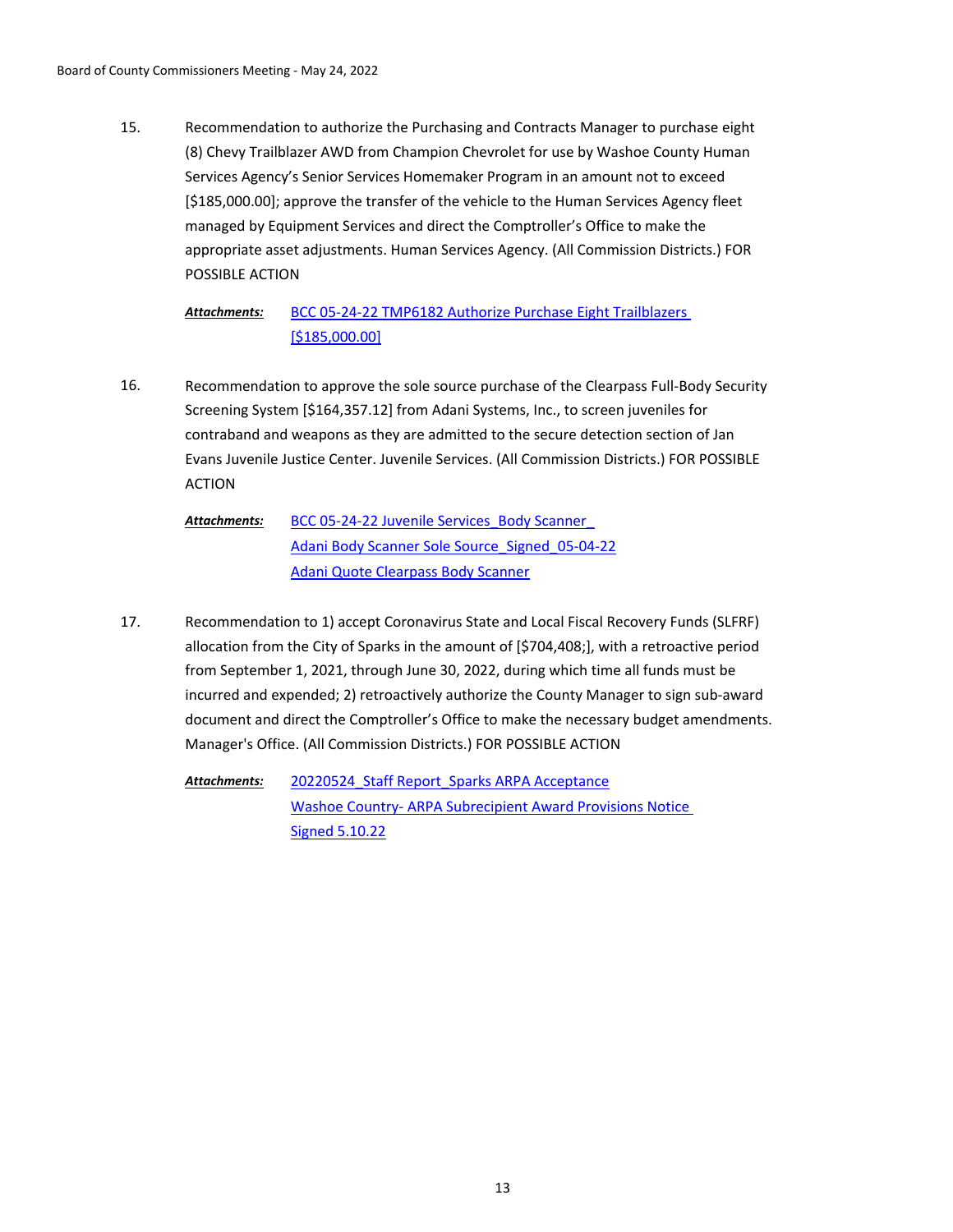15. Recommendation to authorize the Purchasing and Contracts Manager to purchase eight (8) Chevy Trailblazer AWD from Champion Chevrolet for use by Washoe County Human Services Agency's Senior Services Homemaker Program in an amount not to exceed [$185,000.00]; approve the transfer of the vehicle to the Human Services Agency fleet managed by Equipment Services and direct the Comptroller's Office to make the appropriate asset adjustments. Human Services Agency. (All Commission Districts.) FOR POSSIBLE ACTION

    ***Attachments:*** BCC 05-24-22 TMP6182 Authorize Purchase Eight Trailblazers [$185,000.00]

16. Recommendation to approve the sole source purchase of the Clearpass Full-Body Security Screening System [$164,357.12] from Adani Systems, Inc., to screen juveniles for contraband and weapons as they are admitted to the secure detection section of Jan Evans Juvenile Justice Center. Juvenile Services. (All Commission Districts.) FOR POSSIBLE ACTION

    ***Attachments:*** BCC 05-24-22 Juvenile Services_Body Scanner_
    Adani Body Scanner Sole Source_Signed_05-04-22
    Adani Quote Clearpass Body Scanner

17. Recommendation to 1) accept Coronavirus State and Local Fiscal Recovery Funds (SLFRF) allocation from the City of Sparks in the amount of [$704,408;], with a retroactive period from September 1, 2021, through June 30, 2022, during which time all funds must be incurred and expended; 2) retroactively authorize the County Manager to sign sub-award document and direct the Comptroller's Office to make the necessary budget amendments. Manager's Office. (All Commission Districts.) FOR POSSIBLE ACTION

    ***Attachments:*** 20220524_Staff Report_Sparks ARPA Acceptance
    Washoe Country- ARPA Subrecipient Award Provisions Notice Signed 5.10.22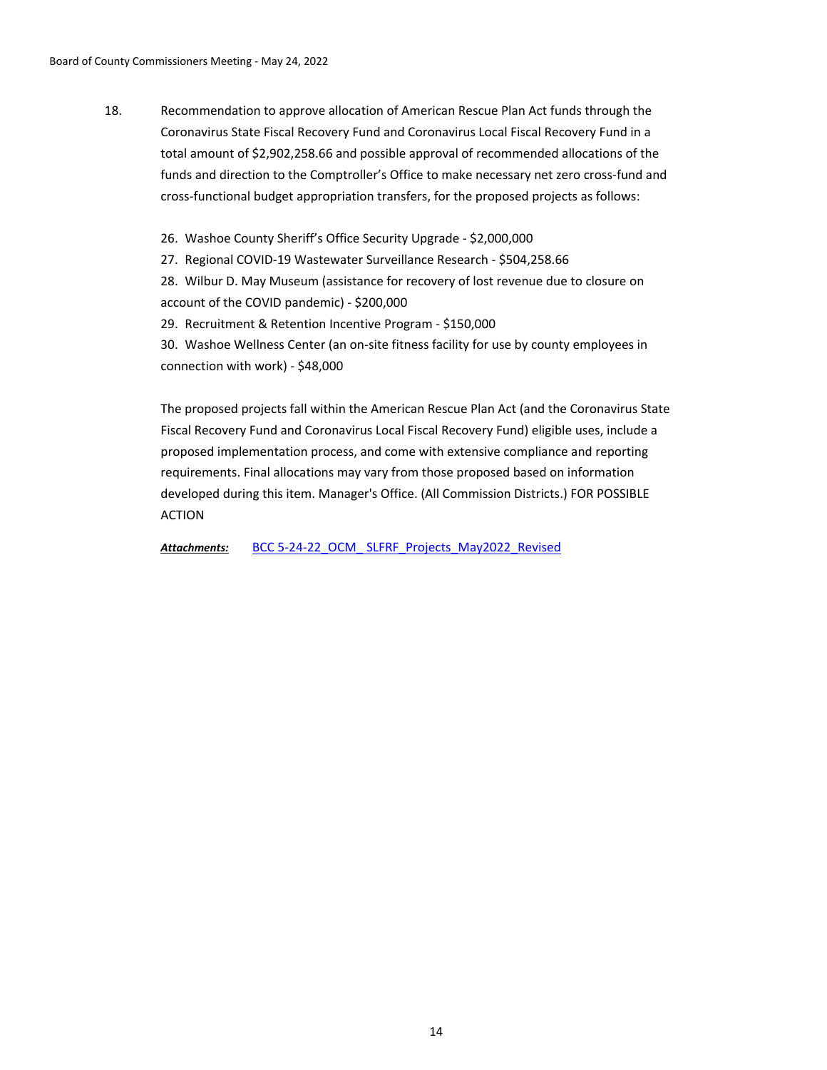18. Recommendation to approve allocation of American Rescue Plan Act funds through the Coronavirus State Fiscal Recovery Fund and Coronavirus Local Fiscal Recovery Fund in a total amount of $2,902,258.66 and possible approval of recommended allocations of the funds and direction to the Comptroller's Office to make necessary net zero cross-fund and cross-functional budget appropriation transfers, for the proposed projects as follows:

    26. Washoe County Sheriff's Office Security Upgrade - $2,000,000
    27. Regional COVID-19 Wastewater Surveillance Research - $504,258.66
    28. Wilbur D. May Museum (assistance for recovery of lost revenue due to closure on account of the COVID pandemic) - $200,000
    29. Recruitment & Retention Incentive Program - $150,000
    30. Washoe Wellness Center (an on-site fitness facility for use by county employees in connection with work) - $48,000

    The proposed projects fall within the American Rescue Plan Act (and the Coronavirus State Fiscal Recovery Fund and Coronavirus Local Fiscal Recovery Fund) eligible uses, include a proposed implementation process, and come with extensive compliance and reporting requirements. Final allocations may vary from those proposed based on information developed during this item. Manager's Office. (All Commission Districts.) FOR POSSIBLE ACTION

    ***Attachments:*** BCC 5-24-22_OCM_ SLFRF_Projects_May2022_Revised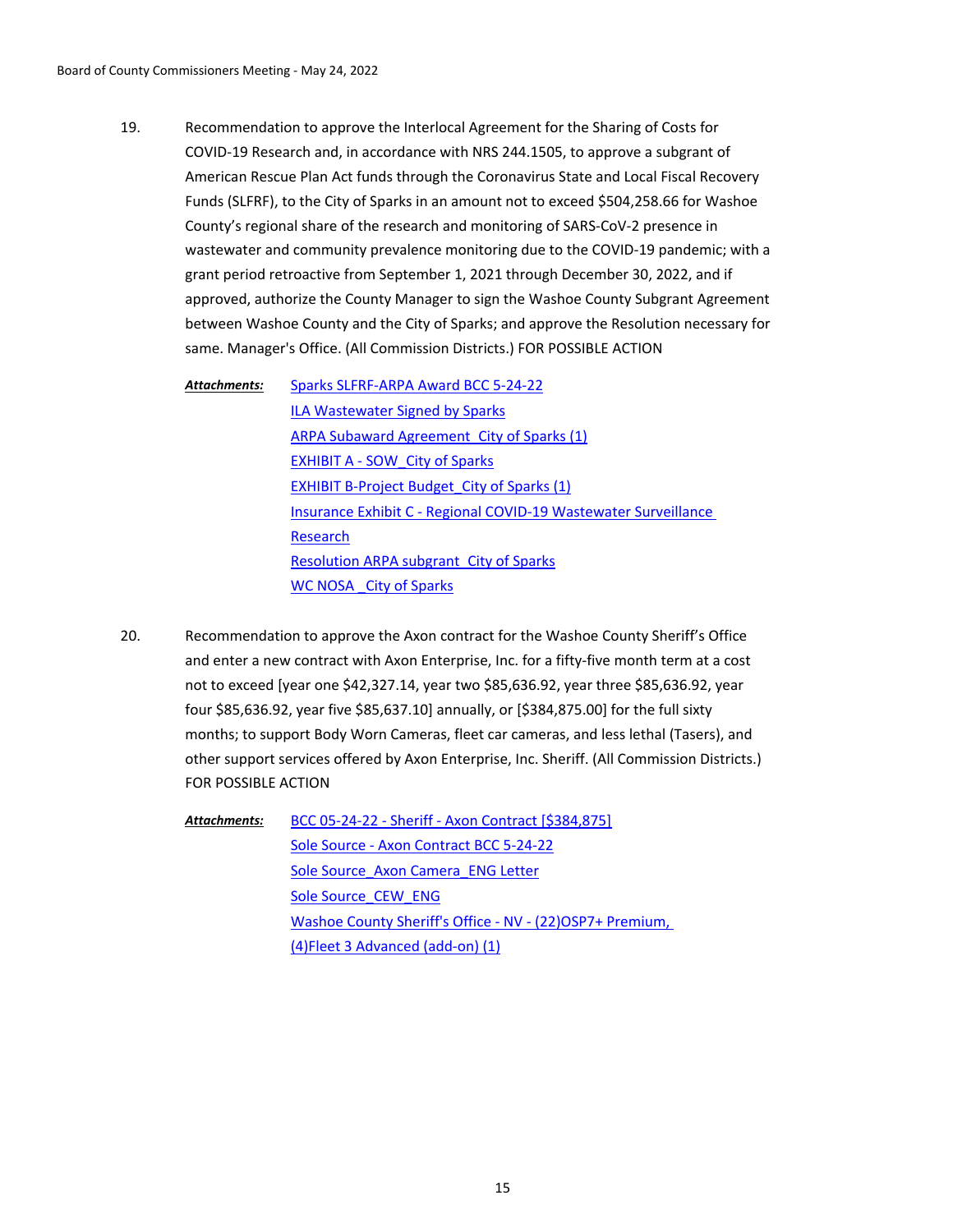19. Recommendation to approve the Interlocal Agreement for the Sharing of Costs for COVID-19 Research and, in accordance with NRS 244.1505, to approve a subgrant of American Rescue Plan Act funds through the Coronavirus State and Local Fiscal Recovery Funds (SLFRF), to the City of Sparks in an amount not to exceed $504,258.66 for Washoe County's regional share of the research and monitoring of SARS-CoV-2 presence in wastewater and community prevalence monitoring due to the COVID-19 pandemic; with a grant period retroactive from September 1, 2021 through December 30, 2022, and if approved, authorize the County Manager to sign the Washoe County Subgrant Agreement between Washoe County and the City of Sparks; and approve the Resolution necessary for same. Manager's Office. (All Commission Districts.) FOR POSSIBLE ACTION

    ***Attachments:*** Sparks SLFRF-ARPA Award BCC 5-24-22
    ILA Wastewater Signed by Sparks
    ARPA Subaward Agreement_City of Sparks (1)
    EXHIBIT A - SOW_City of Sparks
    EXHIBIT B-Project Budget_City of Sparks (1)
    Insurance Exhibit C - Regional COVID-19 Wastewater Surveillance Research
    Resolution ARPA subgrant_City of Sparks
    WC NOSA _City of Sparks

20. Recommendation to approve the Axon contract for the Washoe County Sheriff's Office and enter a new contract with Axon Enterprise, Inc. for a fifty-five month term at a cost not to exceed [year one $42,327.14, year two $85,636.92, year three $85,636.92, year four $85,636.92, year five $85,637.10] annually, or [$384,875.00] for the full sixty months; to support Body Worn Cameras, fleet car cameras, and less lethal (Tasers), and other support services offered by Axon Enterprise, Inc. Sheriff. (All Commission Districts.) FOR POSSIBLE ACTION

    ***Attachments:*** BCC 05-24-22 - Sheriff - Axon Contract [$384,875]
    Sole Source - Axon Contract BCC 5-24-22
    Sole Source_Axon Camera_ENG Letter
    Sole Source_CEW_ENG
    Washoe County Sheriff's Office - NV - (22)OSP7+ Premium, (4)Fleet 3 Advanced (add-on) (1)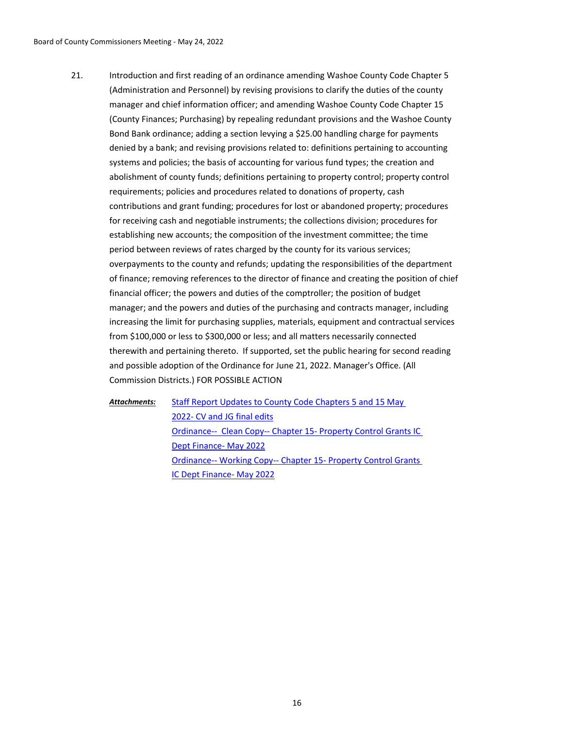21. Introduction and first reading of an ordinance amending Washoe County Code Chapter 5 (Administration and Personnel) by revising provisions to clarify the duties of the county manager and chief information officer; and amending Washoe County Code Chapter 15 (County Finances; Purchasing) by repealing redundant provisions and the Washoe County Bond Bank ordinance; adding a section levying a $25.00 handling charge for payments denied by a bank; and revising provisions related to: definitions pertaining to accounting systems and policies; the basis of accounting for various fund types; the creation and abolishment of county funds; definitions pertaining to property control; property control requirements; policies and procedures related to donations of property, cash contributions and grant funding; procedures for lost or abandoned property; procedures for receiving cash and negotiable instruments; the collections division; procedures for establishing new accounts; the composition of the investment committee; the time period between reviews of rates charged by the county for its various services; overpayments to the county and refunds; updating the responsibilities of the department of finance; removing references to the director of finance and creating the position of chief financial officer; the powers and duties of the comptroller; the position of budget manager; and the powers and duties of the purchasing and contracts manager, including increasing the limit for purchasing supplies, materials, equipment and contractual services from $100,000 or less to $300,000 or less; and all matters necessarily connected therewith and pertaining thereto. If supported, set the public hearing for second reading and possible adoption of the Ordinance for June 21, 2022. Manager's Office. (All Commission Districts.) FOR POSSIBLE ACTION

***Attachments:***
- Staff Report Updates to County Code Chapters 5 and 15 May 2022- CV and JG final edits
- Ordinance-- Clean Copy-- Chapter 15- Property Control Grants IC Dept Finance- May 2022
- Ordinance-- Working Copy-- Chapter 15- Property Control Grants IC Dept Finance- May 2022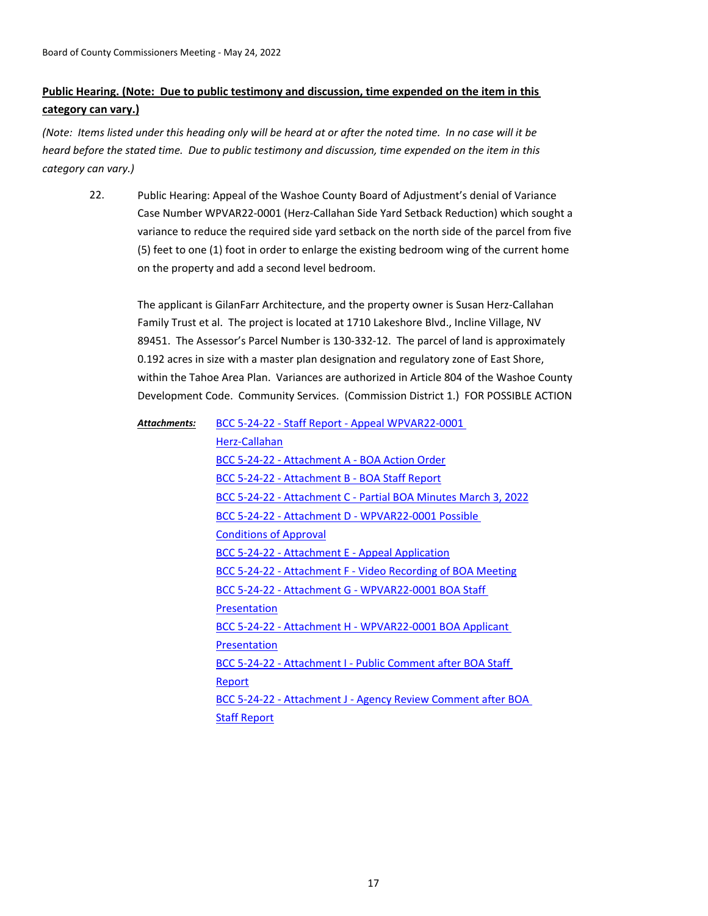**Public Hearing. (Note: Due to public testimony and discussion, time expended on the item in this category can vary.)**

*(Note: Items listed under this heading only will be heard at or after the noted time. In no case will it be heard before the stated time. Due to public testimony and discussion, time expended on the item in this category can vary.)*

22. Public Hearing: Appeal of the Washoe County Board of Adjustment's denial of Variance Case Number WPVAR22-0001 (Herz-Callahan Side Yard Setback Reduction) which sought a variance to reduce the required side yard setback on the north side of the parcel from five (5) feet to one (1) foot in order to enlarge the existing bedroom wing of the current home on the property and add a second level bedroom.

    The applicant is GilanFarr Architecture, and the property owner is Susan Herz-Callahan Family Trust et al. The project is located at 1710 Lakeshore Blvd., Incline Village, NV 89451. The Assessor's Parcel Number is 130-332-12. The parcel of land is approximately 0.192 acres in size with a master plan designation and regulatory zone of East Shore, within the Tahoe Area Plan. Variances are authorized in Article 804 of the Washoe County Development Code. Community Services. (Commission District 1.) FOR POSSIBLE ACTION

    ***Attachments:***
    - BCC 5-24-22 - Staff Report - Appeal WPVAR22-0001 Herz-Callahan
    - BCC 5-24-22 - Attachment A - BOA Action Order
    - BCC 5-24-22 - Attachment B - BOA Staff Report
    - BCC 5-24-22 - Attachment C - Partial BOA Minutes March 3, 2022
    - BCC 5-24-22 - Attachment D - WPVAR22-0001 Possible Conditions of Approval
    - BCC 5-24-22 - Attachment E - Appeal Application
    - BCC 5-24-22 - Attachment F - Video Recording of BOA Meeting
    - BCC 5-24-22 - Attachment G - WPVAR22-0001 BOA Staff Presentation
    - BCC 5-24-22 - Attachment H - WPVAR22-0001 BOA Applicant Presentation
    - BCC 5-24-22 - Attachment I - Public Comment after BOA Staff Report
    - BCC 5-24-22 - Attachment J - Agency Review Comment after BOA Staff Report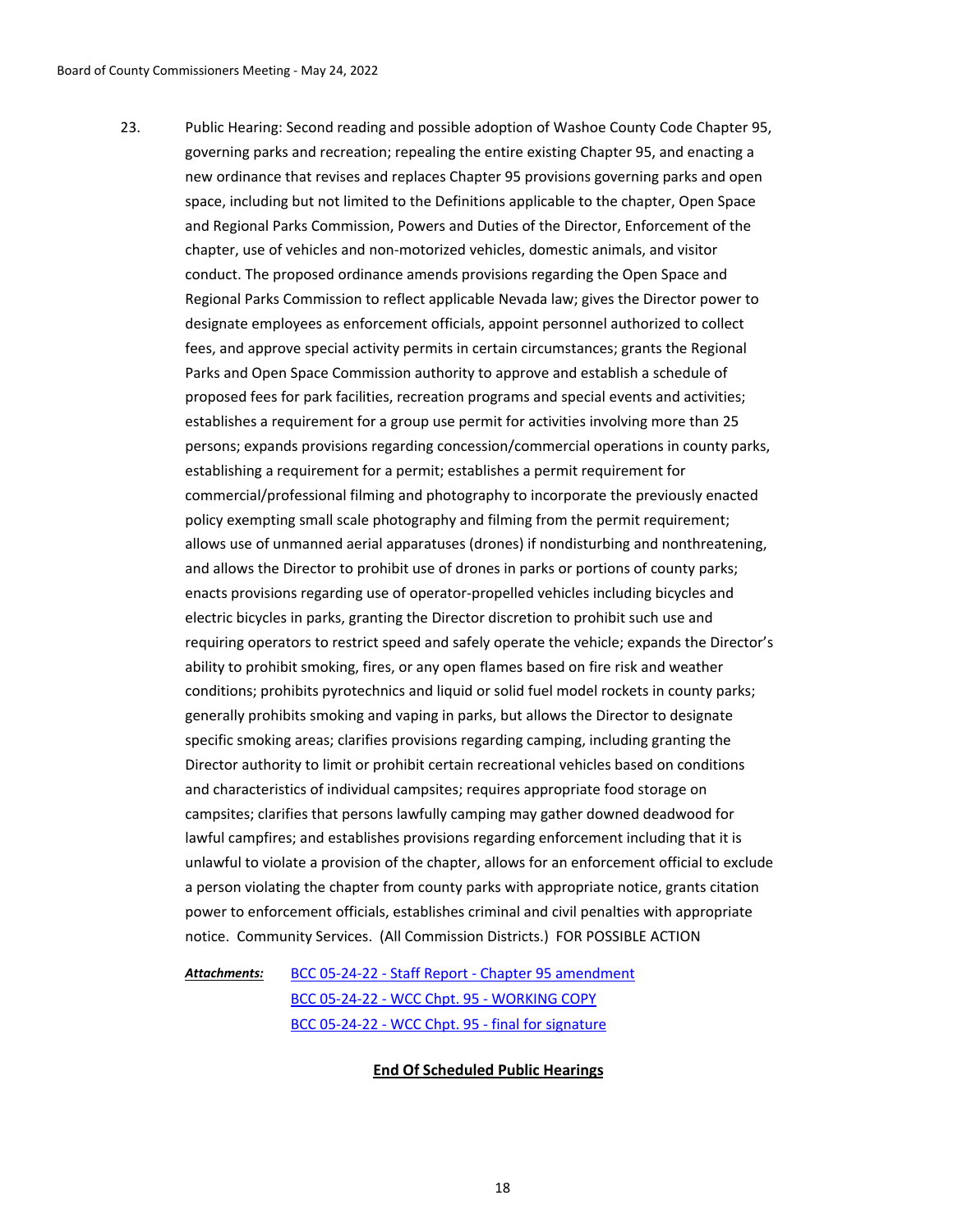23. Public Hearing: Second reading and possible adoption of Washoe County Code Chapter 95, governing parks and recreation; repealing the entire existing Chapter 95, and enacting a new ordinance that revises and replaces Chapter 95 provisions governing parks and open space, including but not limited to the Definitions applicable to the chapter, Open Space and Regional Parks Commission, Powers and Duties of the Director, Enforcement of the chapter, use of vehicles and non-motorized vehicles, domestic animals, and visitor conduct. The proposed ordinance amends provisions regarding the Open Space and Regional Parks Commission to reflect applicable Nevada law; gives the Director power to designate employees as enforcement officials, appoint personnel authorized to collect fees, and approve special activity permits in certain circumstances; grants the Regional Parks and Open Space Commission authority to approve and establish a schedule of proposed fees for park facilities, recreation programs and special events and activities; establishes a requirement for a group use permit for activities involving more than 25 persons; expands provisions regarding concession/commercial operations in county parks, establishing a requirement for a permit; establishes a permit requirement for commercial/professional filming and photography to incorporate the previously enacted policy exempting small scale photography and filming from the permit requirement; allows use of unmanned aerial apparatuses (drones) if nondisturbing and nonthreatening, and allows the Director to prohibit use of drones in parks or portions of county parks; enacts provisions regarding use of operator-propelled vehicles including bicycles and electric bicycles in parks, granting the Director discretion to prohibit such use and requiring operators to restrict speed and safely operate the vehicle; expands the Director's ability to prohibit smoking, fires, or any open flames based on fire risk and weather conditions; prohibits pyrotechnics and liquid or solid fuel model rockets in county parks; generally prohibits smoking and vaping in parks, but allows the Director to designate specific smoking areas; clarifies provisions regarding camping, including granting the Director authority to limit or prohibit certain recreational vehicles based on conditions and characteristics of individual campsites; requires appropriate food storage on campsites; clarifies that persons lawfully camping may gather downed deadwood for lawful campfires; and establishes provisions regarding enforcement including that it is unlawful to violate a provision of the chapter, allows for an enforcement official to exclude a person violating the chapter from county parks with appropriate notice, grants citation power to enforcement officials, establishes criminal and civil penalties with appropriate notice. Community Services. (All Commission Districts.) FOR POSSIBLE ACTION

***Attachments:*** BCC 05-24-22 - Staff Report - Chapter 95 amendment
BCC 05-24-22 - WCC Chpt. 95 - WORKING COPY
BCC 05-24-22 - WCC Chpt. 95 - final for signature

**End Of Scheduled Public Hearings**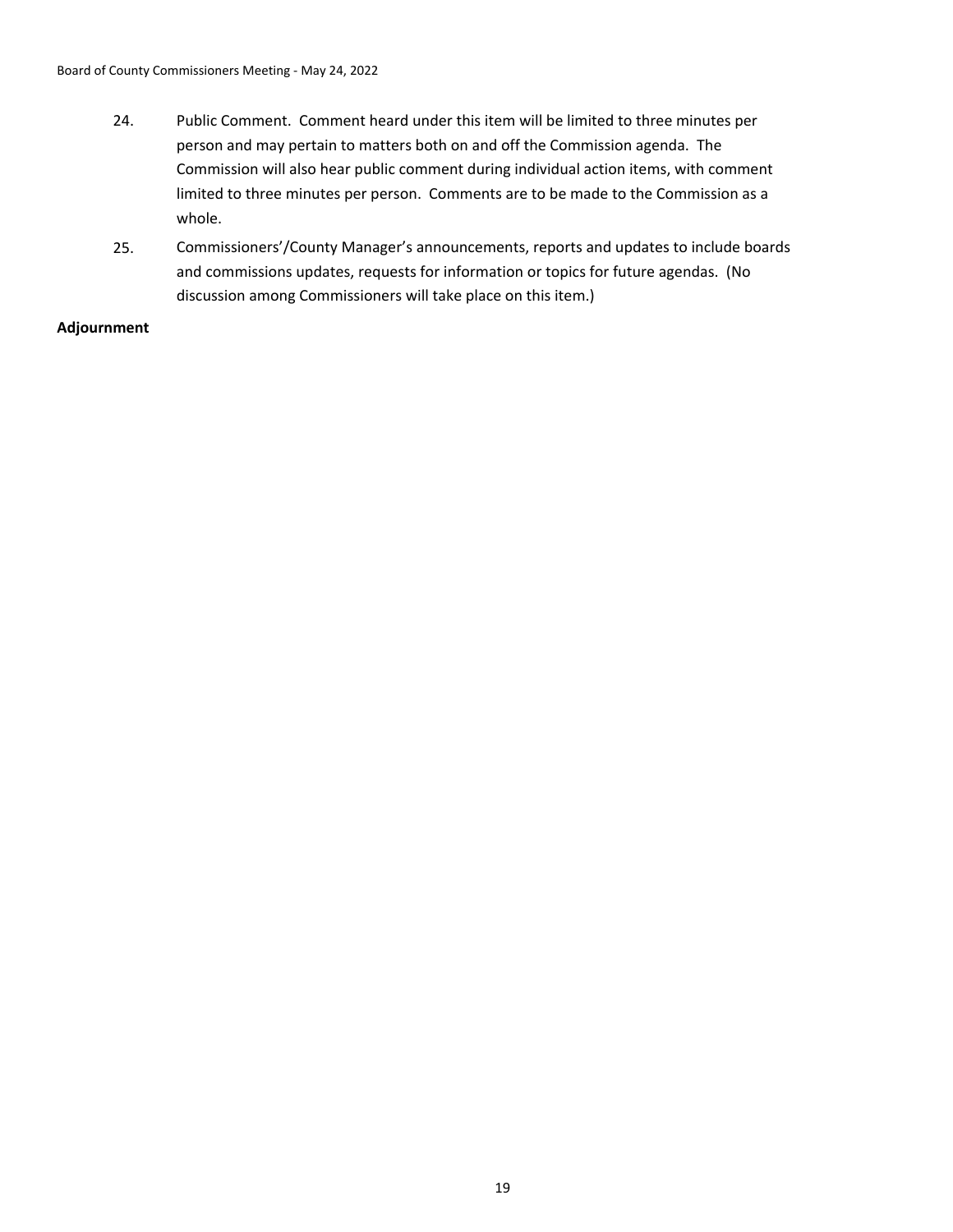24. Public Comment. Comment heard under this item will be limited to three minutes per person and may pertain to matters both on and off the Commission agenda. The Commission will also hear public comment during individual action items, with comment limited to three minutes per person. Comments are to be made to the Commission as a whole.

25. Commissioners'/County Manager's announcements, reports and updates to include boards and commissions updates, requests for information or topics for future agendas. (No discussion among Commissioners will take place on this item.)

**Adjournment**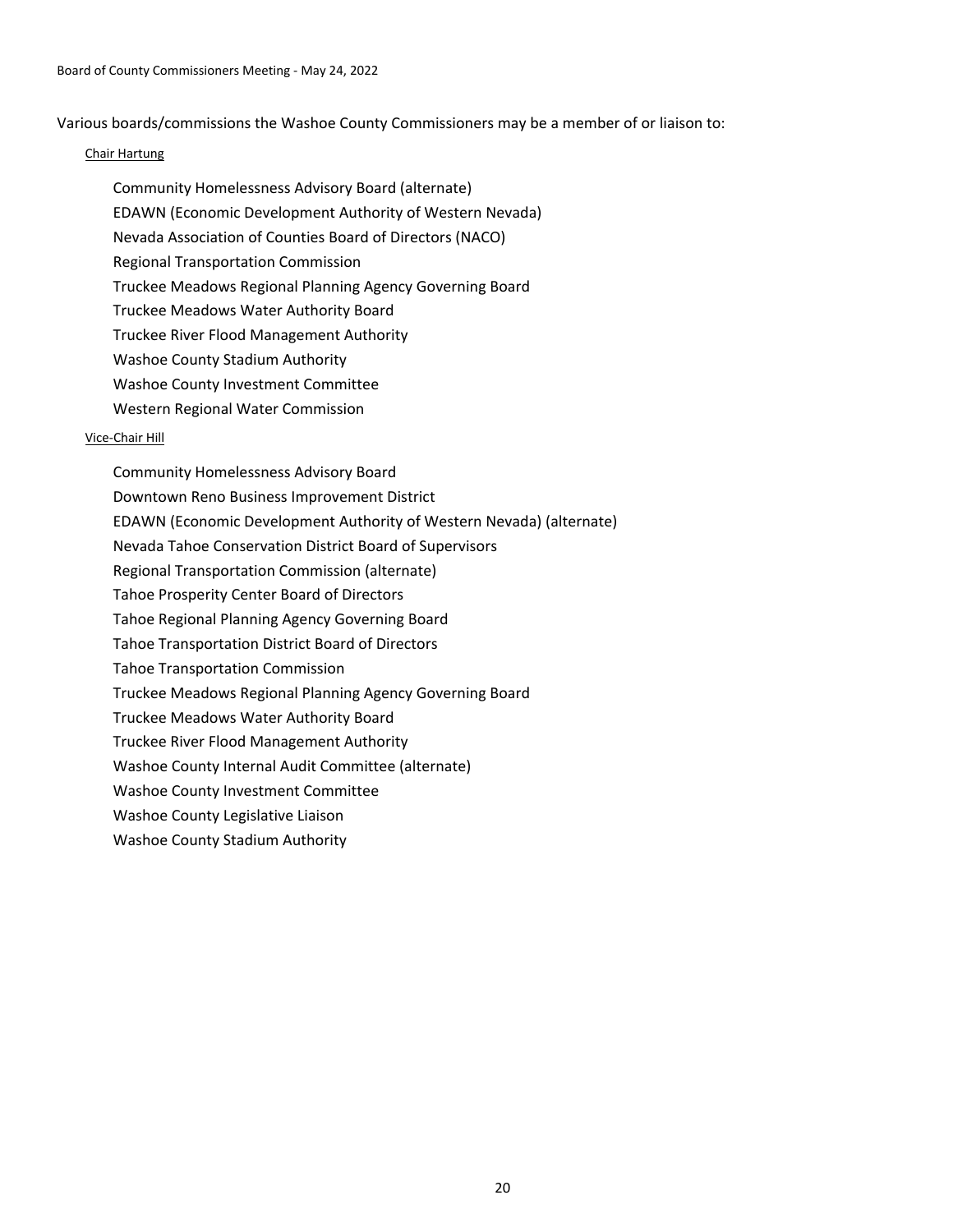Various boards/commissions the Washoe County Commissioners may be a member of or liaison to:

Chair Hartung

- Community Homelessness Advisory Board (alternate)
- EDAWN (Economic Development Authority of Western Nevada)
- Nevada Association of Counties Board of Directors (NACO)
- Regional Transportation Commission
- Truckee Meadows Regional Planning Agency Governing Board
- Truckee Meadows Water Authority Board
- Truckee River Flood Management Authority
- Washoe County Stadium Authority
- Washoe County Investment Committee
- Western Regional Water Commission

Vice-Chair Hill

- Community Homelessness Advisory Board
- Downtown Reno Business Improvement District
- EDAWN (Economic Development Authority of Western Nevada) (alternate)
- Nevada Tahoe Conservation District Board of Supervisors
- Regional Transportation Commission (alternate)
- Tahoe Prosperity Center Board of Directors
- Tahoe Regional Planning Agency Governing Board
- Tahoe Transportation District Board of Directors
- Tahoe Transportation Commission
- Truckee Meadows Regional Planning Agency Governing Board
- Truckee Meadows Water Authority Board
- Truckee River Flood Management Authority
- Washoe County Internal Audit Committee (alternate)
- Washoe County Investment Committee
- Washoe County Legislative Liaison
- Washoe County Stadium Authority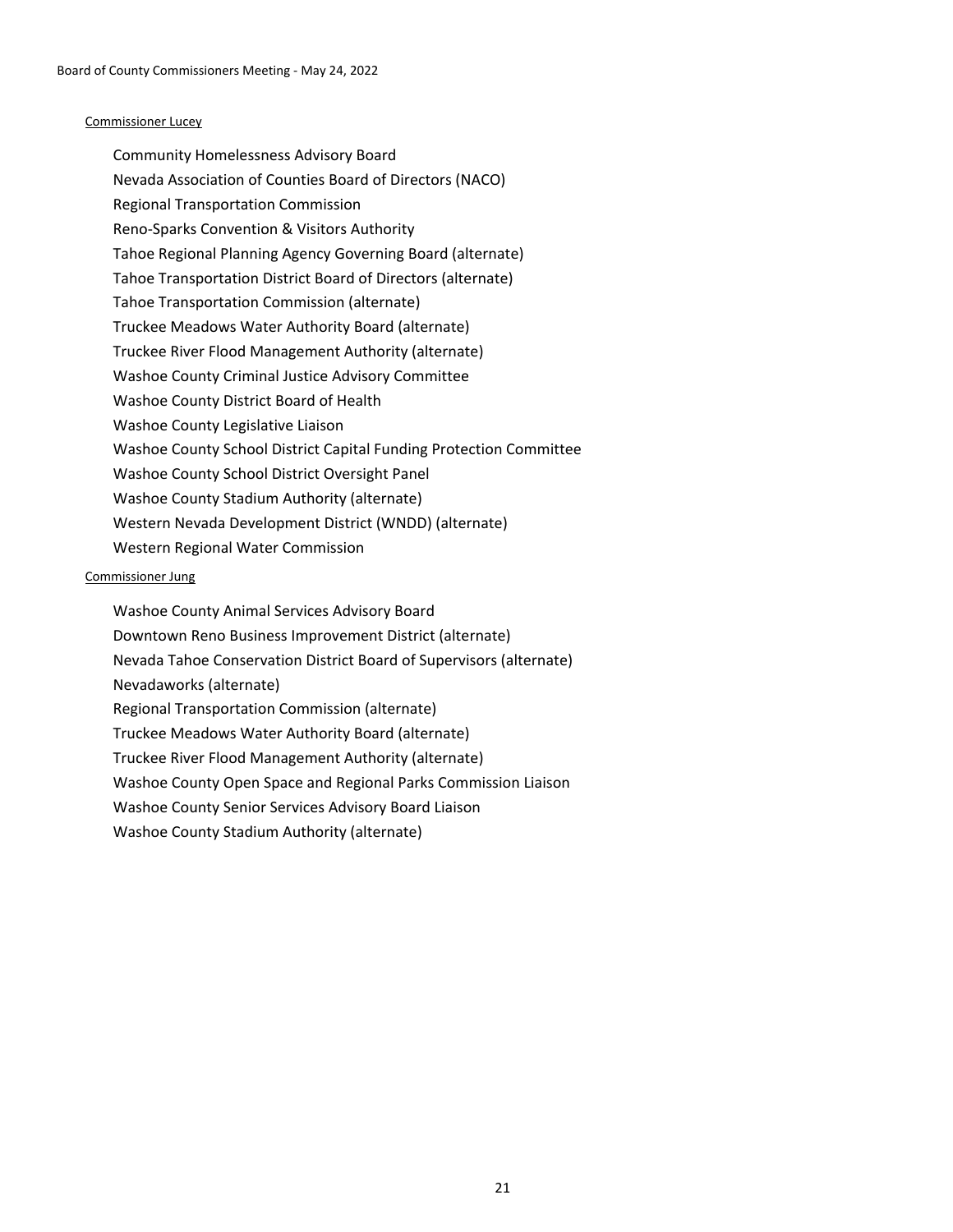Commissioner Lucey

Community Homelessness Advisory Board
Nevada Association of Counties Board of Directors (NACO)
Regional Transportation Commission
Reno-Sparks Convention & Visitors Authority
Tahoe Regional Planning Agency Governing Board (alternate)
Tahoe Transportation District Board of Directors (alternate)
Tahoe Transportation Commission (alternate)
Truckee Meadows Water Authority Board (alternate)
Truckee River Flood Management Authority (alternate)
Washoe County Criminal Justice Advisory Committee
Washoe County District Board of Health
Washoe County Legislative Liaison
Washoe County School District Capital Funding Protection Committee
Washoe County School District Oversight Panel
Washoe County Stadium Authority (alternate)
Western Nevada Development District (WNDD) (alternate)
Western Regional Water Commission

Commissioner Jung

Washoe County Animal Services Advisory Board
Downtown Reno Business Improvement District (alternate)
Nevada Tahoe Conservation District Board of Supervisors (alternate)
Nevadaworks (alternate)
Regional Transportation Commission (alternate)
Truckee Meadows Water Authority Board (alternate)
Truckee River Flood Management Authority (alternate)
Washoe County Open Space and Regional Parks Commission Liaison
Washoe County Senior Services Advisory Board Liaison
Washoe County Stadium Authority (alternate)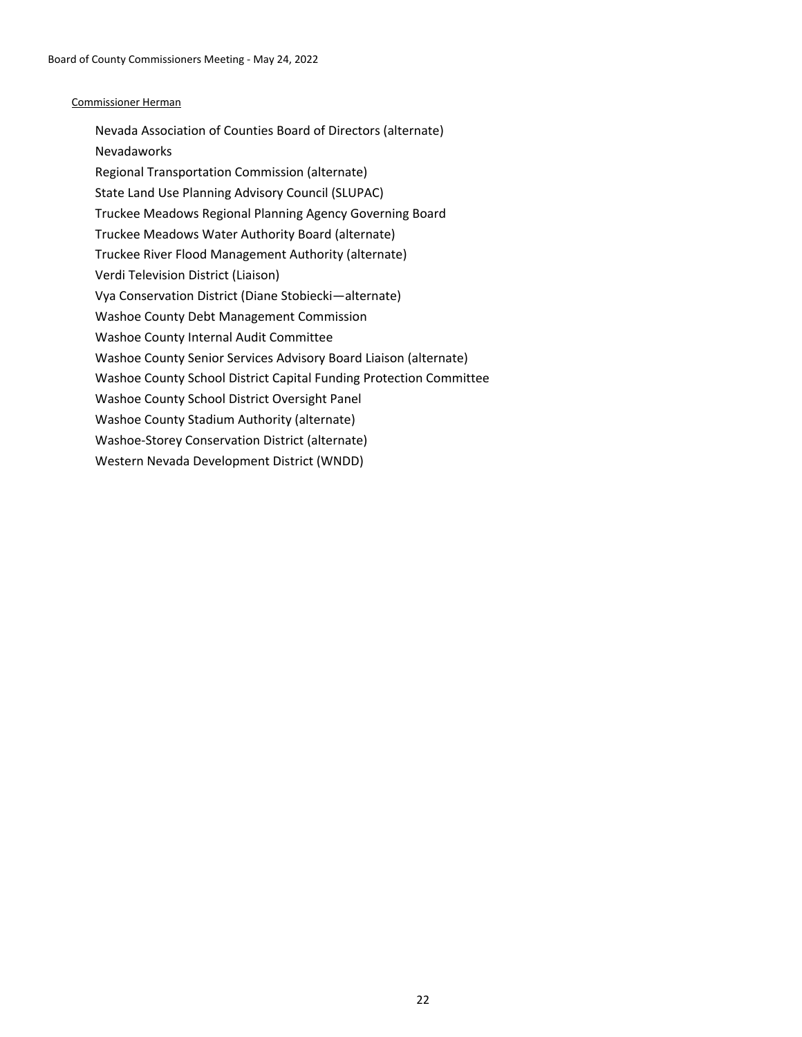Commissioner Herman

Nevada Association of Counties Board of Directors (alternate)
Nevadaworks
Regional Transportation Commission (alternate)
State Land Use Planning Advisory Council (SLUPAC)
Truckee Meadows Regional Planning Agency Governing Board
Truckee Meadows Water Authority Board (alternate)
Truckee River Flood Management Authority (alternate)
Verdi Television District (Liaison)
Vya Conservation District (Diane Stobiecki—alternate)
Washoe County Debt Management Commission
Washoe County Internal Audit Committee
Washoe County Senior Services Advisory Board Liaison (alternate)
Washoe County School District Capital Funding Protection Committee
Washoe County School District Oversight Panel
Washoe County Stadium Authority (alternate)
Washoe-Storey Conservation District (alternate)
Western Nevada Development District (WNDD)